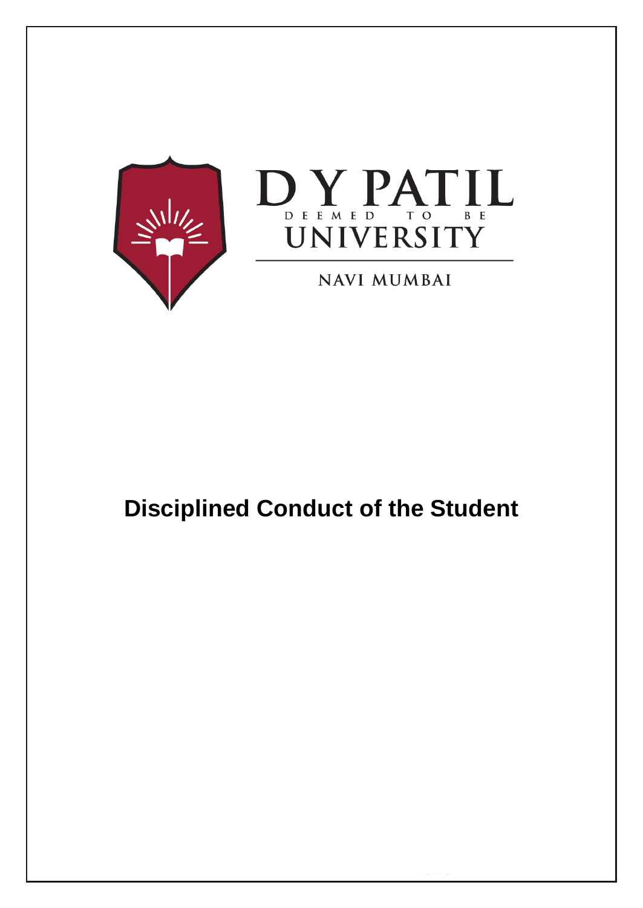D Y PATIL

DEEMED TO BE

UNIVERSITY

NAVI MUMBAI

# Disciplined Conduct of the Student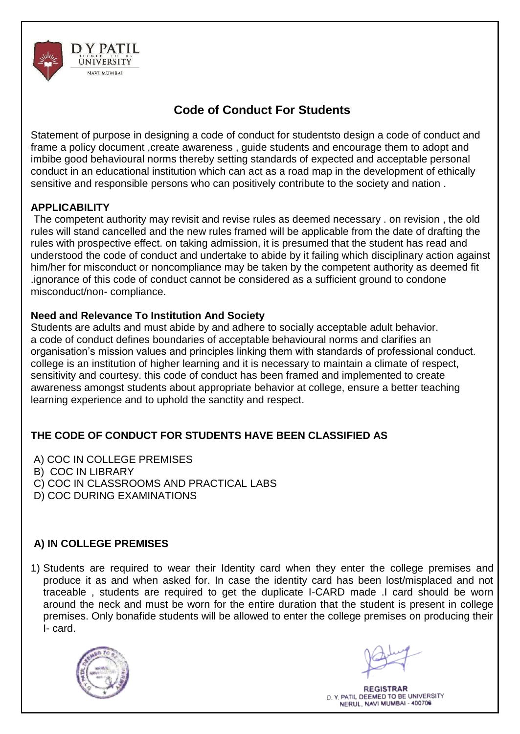# Code of Conduct For Students

Statement of purpose in designing a code of conduct for studentsto design a code of conduct and frame a policy document ,create awareness , guide students and encourage them to adopt and imbibe good behavioural norms thereby setting standards of expected and acceptable personal conduct in an educational institution which can act as a road map in the development of ethically sensitive and responsible persons who can positively contribute to the society and nation .

**APPLICABILITY**

The competent authority may revisit and revise rules as deemed necessary . on revision , the old rules will stand cancelled and the new rules framed will be applicable from the date of drafting the rules with prospective effect. on taking admission, it is presumed that the student has read and understood the code of conduct and undertake to abide by it failing which disciplinary action against him/her for misconduct or noncompliance may be taken by the competent authority as deemed fit .ignorance of this code of conduct cannot be considered as a sufficient ground to condone misconduct/non- compliance.

**Need and Relevance To Institution And Society**

Students are adults and must abide by and adhere to socially acceptable adult behavior. a code of conduct defines boundaries of acceptable behavioural norms and clarifies an organisation's mission values and principles linking them with standards of professional conduct. college is an institution of higher learning and it is necessary to maintain a climate of respect, sensitivity and courtesy. this code of conduct has been framed and implemented to create awareness amongst students about appropriate behavior at college, ensure a better teaching learning experience and to uphold the sanctity and respect.

**THE CODE OF CONDUCT FOR STUDENTS HAVE BEEN CLASSIFIED AS**

A) COC IN COLLEGE PREMISES
B) COC IN LIBRARY
C) COC IN CLASSROOMS AND PRACTICAL LABS
D) COC DURING EXAMINATIONS

**A) IN COLLEGE PREMISES**

1) Students are required to wear their Identity card when they enter the college premises and produce it as and when asked for. In case the identity card has been lost/misplaced and not traceable , students are required to get the duplicate I-CARD made .I card should be worn around the neck and must be worn for the entire duration that the student is present in college premises. Only bonafide students will be allowed to enter the college premises on producing their I- card.

REGISTRAR
D. Y. PATIL DEEMED TO BE UNIVERSITY
NERUL, NAVI MUMBAI - 400706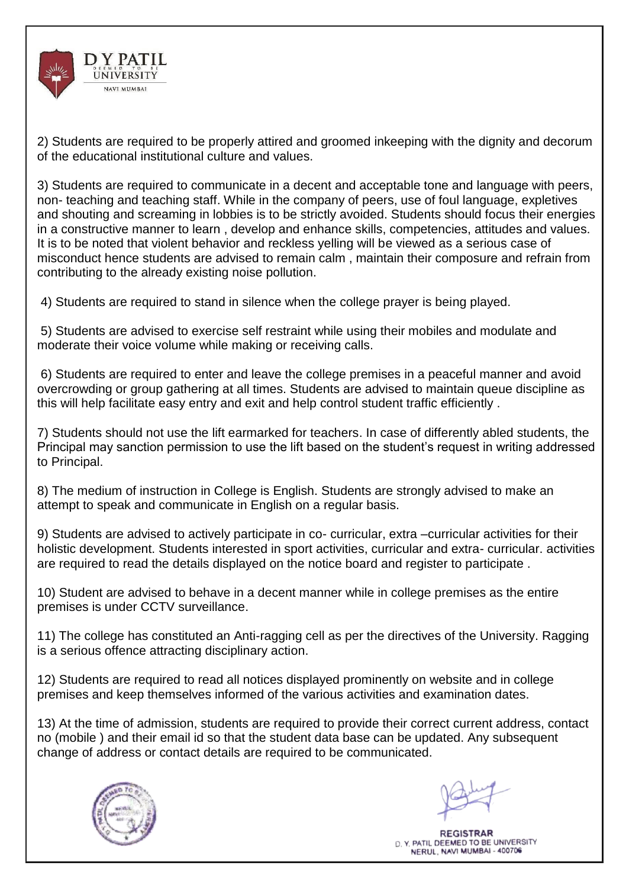2) Students are required to be properly attired and groomed inkeeping with the dignity and decorum of the educational institutional culture and values.

3) Students are required to communicate in a decent and acceptable tone and language with peers, non- teaching and teaching staff. While in the company of peers, use of foul language, expletives and shouting and screaming in lobbies is to be strictly avoided. Students should focus their energies in a constructive manner to learn , develop and enhance skills, competencies, attitudes and values. It is to be noted that violent behavior and reckless yelling will be viewed as a serious case of misconduct hence students are advised to remain calm , maintain their composure and refrain from contributing to the already existing noise pollution.

4) Students are required to stand in silence when the college prayer is being played.

5) Students are advised to exercise self restraint while using their mobiles and modulate and moderate their voice volume while making or receiving calls.

6) Students are required to enter and leave the college premises in a peaceful manner and avoid overcrowding or group gathering at all times. Students are advised to maintain queue discipline as this will help facilitate easy entry and exit and help control student traffic efficiently .

7) Students should not use the lift earmarked for teachers. In case of differently abled students, the Principal may sanction permission to use the lift based on the student's request in writing addressed to Principal.

8) The medium of instruction in College is English. Students are strongly advised to make an attempt to speak and communicate in English on a regular basis.

9) Students are advised to actively participate in co- curricular, extra –curricular activities for their holistic development. Students interested in sport activities, curricular and extra- curricular. activities are required to read the details displayed on the notice board and register to participate .

10) Student are advised to behave in a decent manner while in college premises as the entire premises is under CCTV surveillance.

11) The college has constituted an Anti-ragging cell as per the directives of the University. Ragging is a serious offence attracting disciplinary action.

12) Students are required to read all notices displayed prominently on website and in college premises and keep themselves informed of the various activities and examination dates.

13) At the time of admission, students are required to provide their correct current address, contact no (mobile ) and their email id so that the student data base can be updated. Any subsequent change of address or contact details are required to be communicated.

**REGISTRAR**
D. Y. PATIL DEEMED TO BE UNIVERSITY
NERUL, NAVI MUMBAI - 400706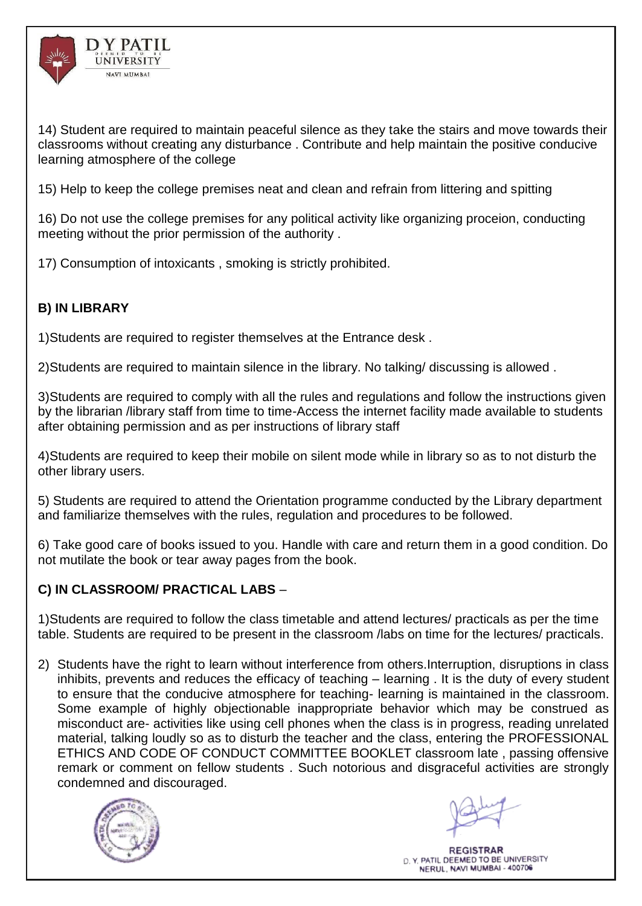14) Student are required to maintain peaceful silence as they take the stairs and move towards their classrooms without creating any disturbance . Contribute and help maintain the positive conducive learning atmosphere of the college

15) Help to keep the college premises neat and clean and refrain from littering and spitting

16) Do not use the college premises for any political activity like organizing proceion, conducting meeting without the prior permission of the authority .

17) Consumption of intoxicants , smoking is strictly prohibited.

**B) IN LIBRARY**

1)Students are required to register themselves at the Entrance desk .

2)Students are required to maintain silence in the library. No talking/ discussing is allowed .

3)Students are required to comply with all the rules and regulations and follow the instructions given by the librarian /library staff from time to time-Access the internet facility made available to students after obtaining permission and as per instructions of library staff

4)Students are required to keep their mobile on silent mode while in library so as to not disturb the other library users.

5) Students are required to attend the Orientation programme conducted by the Library department and familiarize themselves with the rules, regulation and procedures to be followed.

6) Take good care of books issued to you. Handle with care and return them in a good condition. Do not mutilate the book or tear away pages from the book.

**C) IN CLASSROOM/ PRACTICAL LABS** –

1)Students are required to follow the class timetable and attend lectures/ practicals as per the time table. Students are required to be present in the classroom /labs on time for the lectures/ practicals.

2) Students have the right to learn without interference from others.Interruption, disruptions in class inhibits, prevents and reduces the efficacy of teaching – learning . It is the duty of every student to ensure that the conducive atmosphere for teaching- learning is maintained in the classroom. Some example of highly objectionable inappropriate behavior which may be construed as misconduct are- activities like using cell phones when the class is in progress, reading unrelated material, talking loudly so as to disturb the teacher and the class, entering the PROFESSIONAL ETHICS AND CODE OF CONDUCT COMMITTEE BOOKLET classroom late , passing offensive remark or comment on fellow students . Such notorious and disgraceful activities are strongly condemned and discouraged.

REGISTRAR
D. Y. PATIL DEEMED TO BE UNIVERSITY
NERUL, NAVI MUMBAI - 400706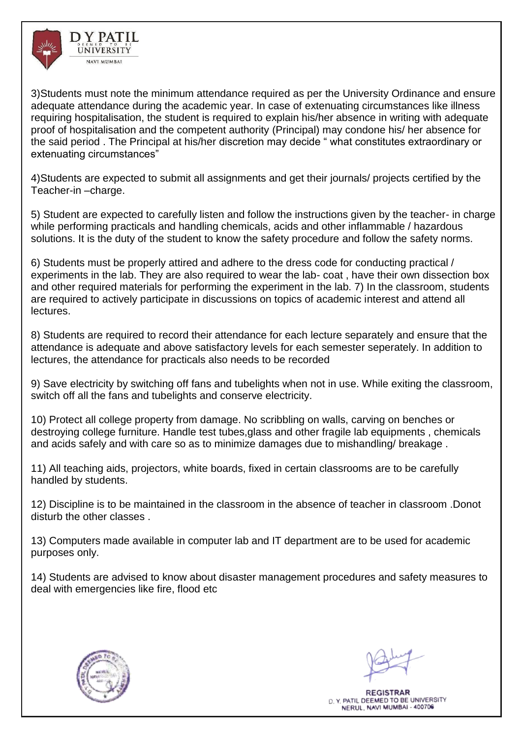3)Students must note the minimum attendance required as per the University Ordinance and ensure adequate attendance during the academic year. In case of extenuating circumstances like illness requiring hospitalisation, the student is required to explain his/her absence in writing with adequate proof of hospitalisation and the competent authority (Principal) may condone his/ her absence for the said period . The Principal at his/her discretion may decide " what constitutes extraordinary or extenuating circumstances"

4)Students are expected to submit all assignments and get their journals/ projects certified by the Teacher-in –charge.

5) Student are expected to carefully listen and follow the instructions given by the teacher- in charge while performing practicals and handling chemicals, acids and other inflammable / hazardous solutions. It is the duty of the student to know the safety procedure and follow the safety norms.

6) Students must be properly attired and adhere to the dress code for conducting practical / experiments in the lab. They are also required to wear the lab- coat , have their own dissection box and other required materials for performing the experiment in the lab. 7) In the classroom, students are required to actively participate in discussions on topics of academic interest and attend all lectures.

8) Students are required to record their attendance for each lecture separately and ensure that the attendance is adequate and above satisfactory levels for each semester seperately. In addition to lectures, the attendance for practicals also needs to be recorded

9) Save electricity by switching off fans and tubelights when not in use. While exiting the classroom, switch off all the fans and tubelights and conserve electricity.

10) Protect all college property from damage. No scribbling on walls, carving on benches or destroying college furniture. Handle test tubes,glass and other fragile lab equipments , chemicals and acids safely and with care so as to minimize damages due to mishandling/ breakage .

11) All teaching aids, projectors, white boards, fixed in certain classrooms are to be carefully handled by students.

12) Discipline is to be maintained in the classroom in the absence of teacher in classroom .Donot disturb the other classes .

13) Computers made available in computer lab and IT department are to be used for academic purposes only.

14) Students are advised to know about disaster management procedures and safety measures to deal with emergencies like fire, flood etc

REGISTRAR
D. Y. PATIL DEEMED TO BE UNIVERSITY
NERUL, NAVI MUMBAI - 400706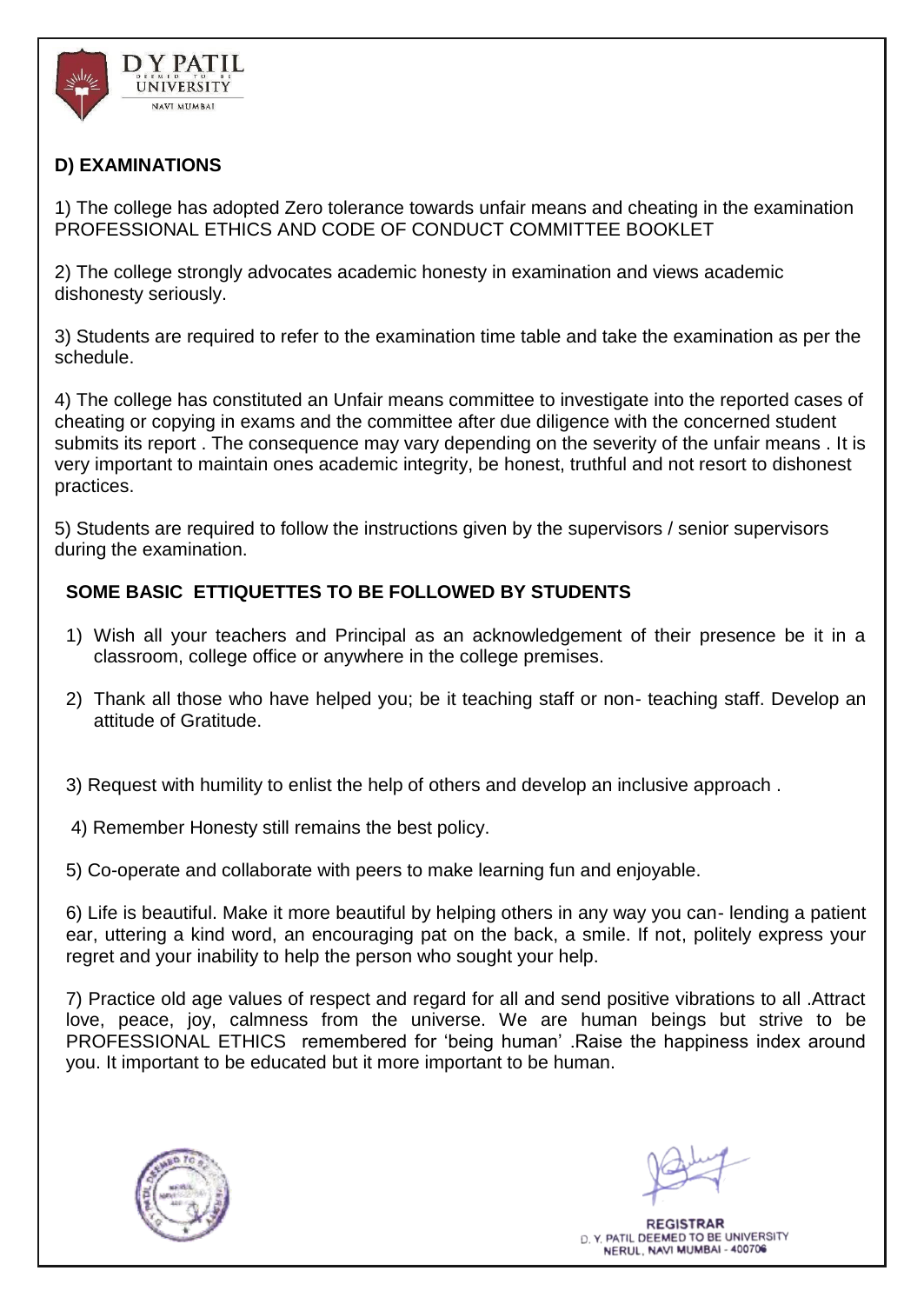## D) EXAMINATIONS

1) The college has adopted Zero tolerance towards unfair means and cheating in the examination PROFESSIONAL ETHICS AND CODE OF CONDUCT COMMITTEE BOOKLET

2) The college strongly advocates academic honesty in examination and views academic dishonesty seriously.

3) Students are required to refer to the examination time table and take the examination as per the schedule.

4) The college has constituted an Unfair means committee to investigate into the reported cases of cheating or copying in exams and the committee after due diligence with the concerned student submits its report . The consequence may vary depending on the severity of the unfair means . It is very important to maintain ones academic integrity, be honest, truthful and not resort to dishonest practices.

5) Students are required to follow the instructions given by the supervisors / senior supervisors during the examination.

### SOME BASIC ETTIQUETTES TO BE FOLLOWED BY STUDENTS

1) Wish all your teachers and Principal as an acknowledgement of their presence be it in a classroom, college office or anywhere in the college premises.

2) Thank all those who have helped you; be it teaching staff or non- teaching staff. Develop an attitude of Gratitude.

3) Request with humility to enlist the help of others and develop an inclusive approach .

4) Remember Honesty still remains the best policy.

5) Co-operate and collaborate with peers to make learning fun and enjoyable.

6) Life is beautiful. Make it more beautiful by helping others in any way you can- lending a patient ear, uttering a kind word, an encouraging pat on the back, a smile. If not, politely express your regret and your inability to help the person who sought your help.

7) Practice old age values of respect and regard for all and send positive vibrations to all .Attract love, peace, joy, calmness from the universe. We are human beings but strive to be PROFESSIONAL ETHICS remembered for 'being human' .Raise the happiness index around you. It important to be educated but it more important to be human.

REGISTRAR
D. Y. PATIL DEEMED TO BE UNIVERSITY
NERUL, NAVI MUMBAI - 400706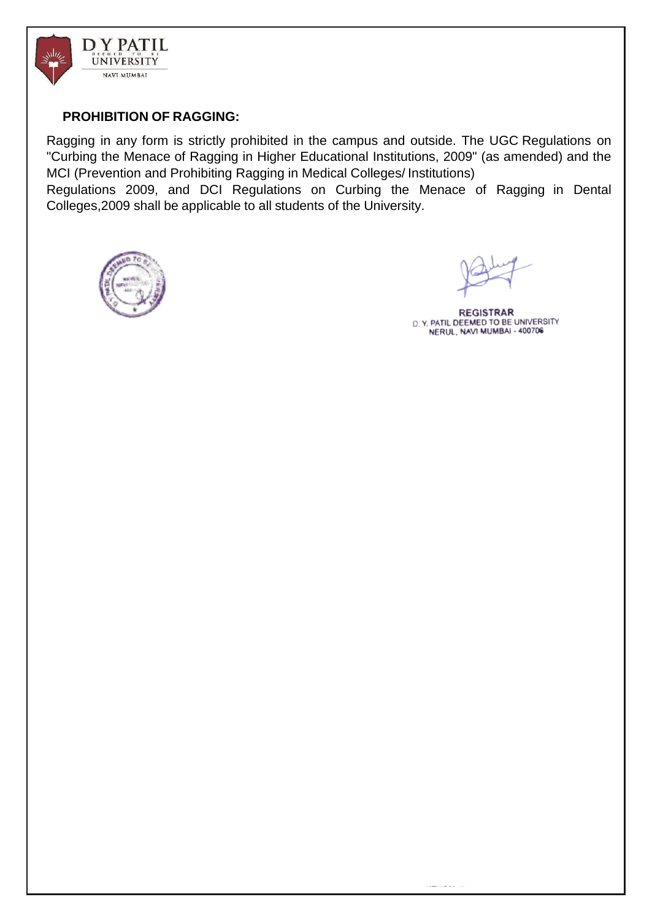## PROHIBITION OF RAGGING:

Ragging in any form is strictly prohibited in the campus and outside. The UGC Regulations on "Curbing the Menace of Ragging in Higher Educational Institutions, 2009" (as amended) and the MCI (Prevention and Prohibiting Ragging in Medical Colleges/ Institutions) Regulations 2009, and DCI Regulations on Curbing the Menace of Ragging in Dental Colleges,2009 shall be applicable to all students of the University.

REGISTRAR
D. Y. PATIL DEEMED TO BE UNIVERSITY
NERUL, NAVI MUMBAI - 400706